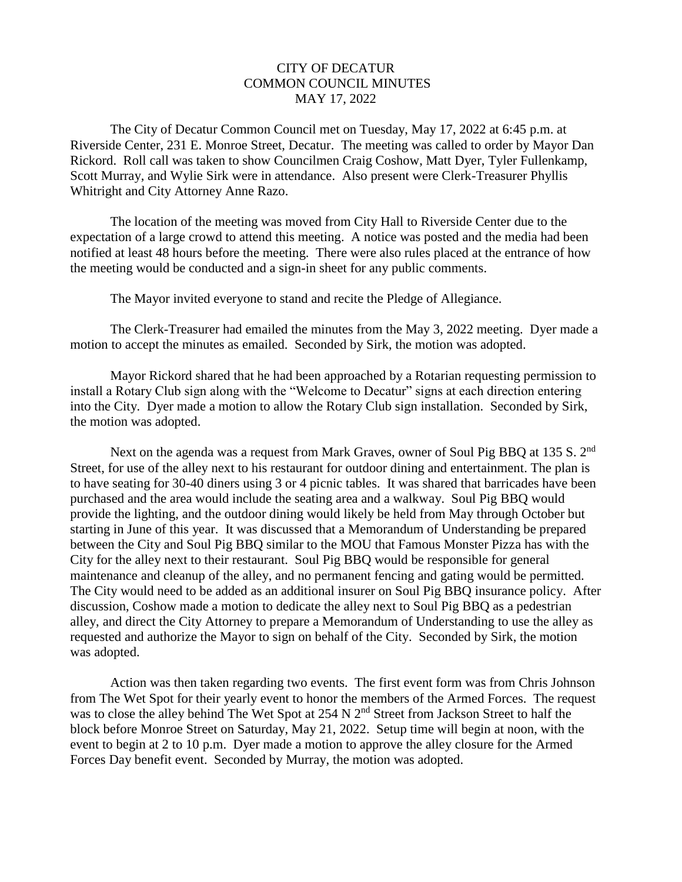# CITY OF DECATUR
# COMMON COUNCIL MINUTES
# MAY 17, 2022

The City of Decatur Common Council met on Tuesday, May 17, 2022 at 6:45 p.m. at Riverside Center, 231 E. Monroe Street, Decatur. The meeting was called to order by Mayor Dan Rickord. Roll call was taken to show Councilmen Craig Coshow, Matt Dyer, Tyler Fullenkamp, Scott Murray, and Wylie Sirk were in attendance. Also present were Clerk-Treasurer Phyllis Whitright and City Attorney Anne Razo.

The location of the meeting was moved from City Hall to Riverside Center due to the expectation of a large crowd to attend this meeting. A notice was posted and the media had been notified at least 48 hours before the meeting. There were also rules placed at the entrance of how the meeting would be conducted and a sign-in sheet for any public comments.

The Mayor invited everyone to stand and recite the Pledge of Allegiance.

The Clerk-Treasurer had emailed the minutes from the May 3, 2022 meeting. Dyer made a motion to accept the minutes as emailed. Seconded by Sirk, the motion was adopted.

Mayor Rickord shared that he had been approached by a Rotarian requesting permission to install a Rotary Club sign along with the "Welcome to Decatur" signs at each direction entering into the City. Dyer made a motion to allow the Rotary Club sign installation. Seconded by Sirk, the motion was adopted.

Next on the agenda was a request from Mark Graves, owner of Soul Pig BBQ at 135 S. 2nd Street, for use of the alley next to his restaurant for outdoor dining and entertainment. The plan is to have seating for 30-40 diners using 3 or 4 picnic tables. It was shared that barricades have been purchased and the area would include the seating area and a walkway. Soul Pig BBQ would provide the lighting, and the outdoor dining would likely be held from May through October but starting in June of this year. It was discussed that a Memorandum of Understanding be prepared between the City and Soul Pig BBQ similar to the MOU that Famous Monster Pizza has with the City for the alley next to their restaurant. Soul Pig BBQ would be responsible for general maintenance and cleanup of the alley, and no permanent fencing and gating would be permitted. The City would need to be added as an additional insurer on Soul Pig BBQ insurance policy. After discussion, Coshow made a motion to dedicate the alley next to Soul Pig BBQ as a pedestrian alley, and direct the City Attorney to prepare a Memorandum of Understanding to use the alley as requested and authorize the Mayor to sign on behalf of the City. Seconded by Sirk, the motion was adopted.

Action was then taken regarding two events. The first event form was from Chris Johnson from The Wet Spot for their yearly event to honor the members of the Armed Forces. The request was to close the alley behind The Wet Spot at 254 N 2nd Street from Jackson Street to half the block before Monroe Street on Saturday, May 21, 2022. Setup time will begin at noon, with the event to begin at 2 to 10 p.m. Dyer made a motion to approve the alley closure for the Armed Forces Day benefit event. Seconded by Murray, the motion was adopted.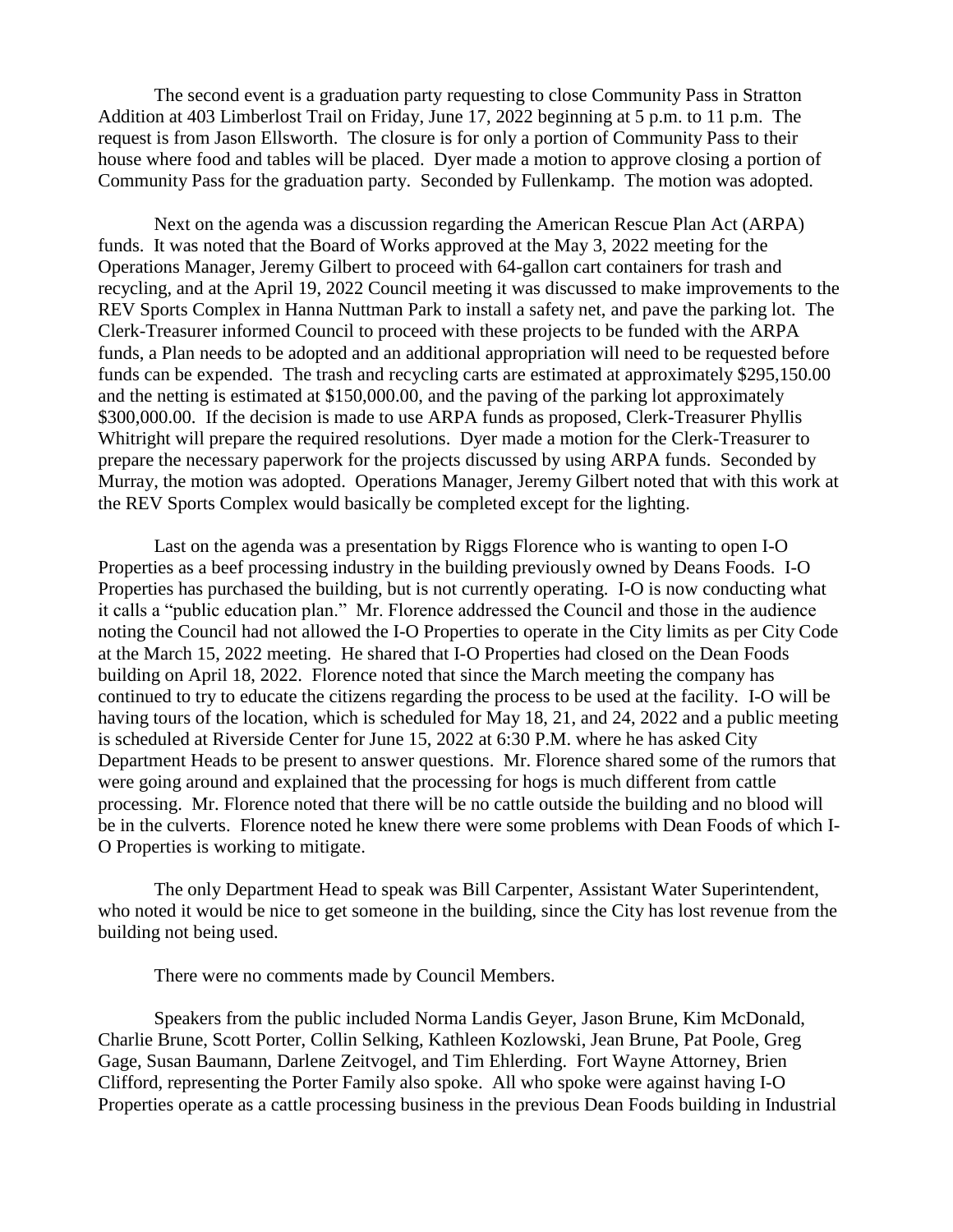The second event is a graduation party requesting to close Community Pass in Stratton Addition at 403 Limberlost Trail on Friday, June 17, 2022 beginning at 5 p.m. to 11 p.m. The request is from Jason Ellsworth. The closure is for only a portion of Community Pass to their house where food and tables will be placed. Dyer made a motion to approve closing a portion of Community Pass for the graduation party. Seconded by Fullenkamp. The motion was adopted.

Next on the agenda was a discussion regarding the American Rescue Plan Act (ARPA) funds. It was noted that the Board of Works approved at the May 3, 2022 meeting for the Operations Manager, Jeremy Gilbert to proceed with 64-gallon cart containers for trash and recycling, and at the April 19, 2022 Council meeting it was discussed to make improvements to the REV Sports Complex in Hanna Nuttman Park to install a safety net, and pave the parking lot. The Clerk-Treasurer informed Council to proceed with these projects to be funded with the ARPA funds, a Plan needs to be adopted and an additional appropriation will need to be requested before funds can be expended. The trash and recycling carts are estimated at approximately $295,150.00 and the netting is estimated at $150,000.00, and the paving of the parking lot approximately $300,000.00. If the decision is made to use ARPA funds as proposed, Clerk-Treasurer Phyllis Whitright will prepare the required resolutions. Dyer made a motion for the Clerk-Treasurer to prepare the necessary paperwork for the projects discussed by using ARPA funds. Seconded by Murray, the motion was adopted. Operations Manager, Jeremy Gilbert noted that with this work at the REV Sports Complex would basically be completed except for the lighting.

Last on the agenda was a presentation by Riggs Florence who is wanting to open I-O Properties as a beef processing industry in the building previously owned by Deans Foods. I-O Properties has purchased the building, but is not currently operating. I-O is now conducting what it calls a "public education plan." Mr. Florence addressed the Council and those in the audience noting the Council had not allowed the I-O Properties to operate in the City limits as per City Code at the March 15, 2022 meeting. He shared that I-O Properties had closed on the Dean Foods building on April 18, 2022. Florence noted that since the March meeting the company has continued to try to educate the citizens regarding the process to be used at the facility. I-O will be having tours of the location, which is scheduled for May 18, 21, and 24, 2022 and a public meeting is scheduled at Riverside Center for June 15, 2022 at 6:30 P.M. where he has asked City Department Heads to be present to answer questions. Mr. Florence shared some of the rumors that were going around and explained that the processing for hogs is much different from cattle processing. Mr. Florence noted that there will be no cattle outside the building and no blood will be in the culverts. Florence noted he knew there were some problems with Dean Foods of which I-O Properties is working to mitigate.

The only Department Head to speak was Bill Carpenter, Assistant Water Superintendent, who noted it would be nice to get someone in the building, since the City has lost revenue from the building not being used.

There were no comments made by Council Members.

Speakers from the public included Norma Landis Geyer, Jason Brune, Kim McDonald, Charlie Brune, Scott Porter, Collin Selking, Kathleen Kozlowski, Jean Brune, Pat Poole, Greg Gage, Susan Baumann, Darlene Zeitvogel, and Tim Ehlerding. Fort Wayne Attorney, Brien Clifford, representing the Porter Family also spoke. All who spoke were against having I-O Properties operate as a cattle processing business in the previous Dean Foods building in Industrial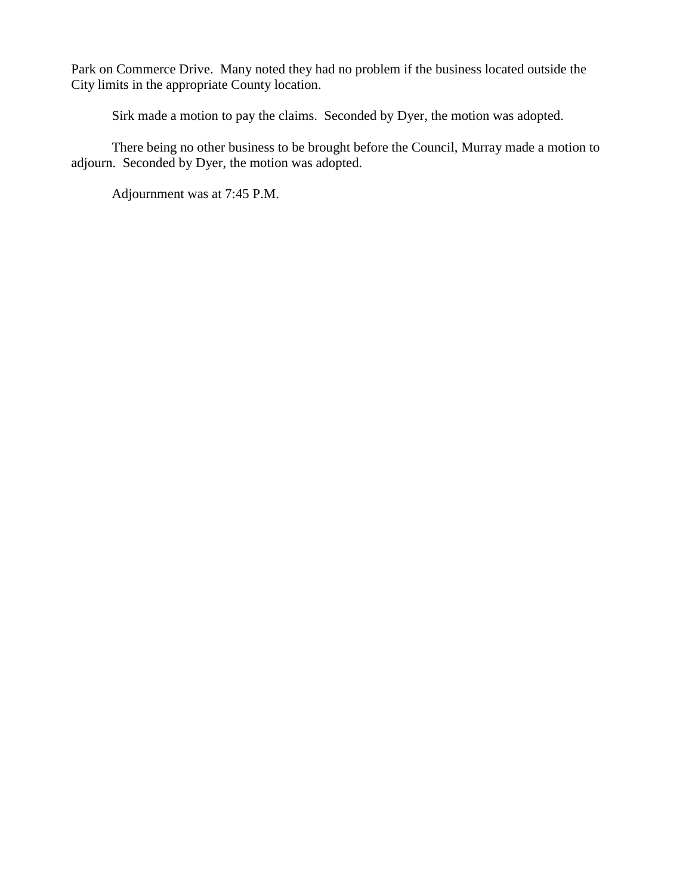Park on Commerce Drive. Many noted they had no problem if the business located outside the City limits in the appropriate County location.

Sirk made a motion to pay the claims. Seconded by Dyer, the motion was adopted.

There being no other business to be brought before the Council, Murray made a motion to adjourn. Seconded by Dyer, the motion was adopted.

Adjournment was at 7:45 P.M.